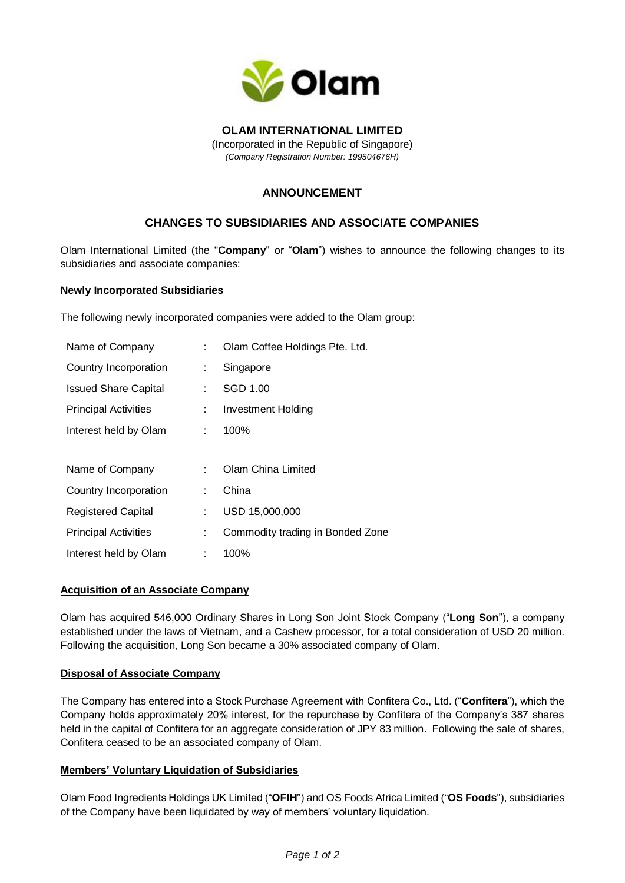# OLAM INTERNATIONAL LIMITED

(Incorporated in the Republic of Singapore)
*(Company Registration Number: 199504676H)*

## ANNOUNCEMENT

## CHANGES TO SUBSIDIARIES AND ASSOCIATE COMPANIES

Olam International Limited (the "**Company**" or "**Olam**") wishes to announce the following changes to its subsidiaries and associate companies:

**Newly Incorporated Subsidiaries**

The following newly incorporated companies were added to the Olam group:

| | | |
|---|---|---|
| Name of Company | : | Olam Coffee Holdings Pte. Ltd. |
| Country Incorporation | : | Singapore |
| Issued Share Capital | : | SGD 1.00 |
| Principal Activities | : | Investment Holding |
| Interest held by Olam | : | 100% |

| | | |
|---|---|---|
| Name of Company | : | Olam China Limited |
| Country Incorporation | : | China |
| Registered Capital | : | USD 15,000,000 |
| Principal Activities | : | Commodity trading in Bonded Zone |
| Interest held by Olam | : | 100% |

**Acquisition of an Associate Company**

Olam has acquired 546,000 Ordinary Shares in Long Son Joint Stock Company ("**Long Son**"), a company established under the laws of Vietnam, and a Cashew processor, for a total consideration of USD 20 million. Following the acquisition, Long Son became a 30% associated company of Olam.

**Disposal of Associate Company**

The Company has entered into a Stock Purchase Agreement with Confitera Co., Ltd. ("**Confitera**"), which the Company holds approximately 20% interest, for the repurchase by Confitera of the Company's 387 shares held in the capital of Confitera for an aggregate consideration of JPY 83 million. Following the sale of shares, Confitera ceased to be an associated company of Olam.

**Members' Voluntary Liquidation of Subsidiaries**

Olam Food Ingredients Holdings UK Limited ("**OFIH**") and OS Foods Africa Limited ("**OS Foods**"), subsidiaries of the Company have been liquidated by way of members' voluntary liquidation.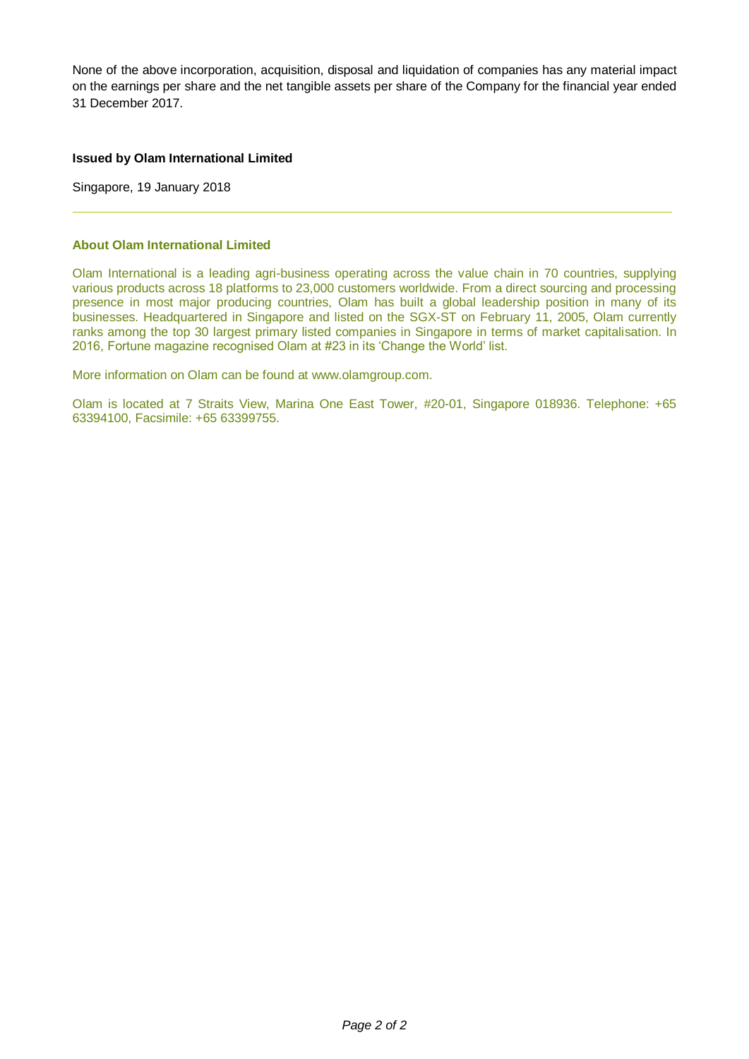None of the above incorporation, acquisition, disposal and liquidation of companies has any material impact on the earnings per share and the net tangible assets per share of the Company for the financial year ended 31 December 2017.

**Issued by Olam International Limited**

Singapore, 19 January 2018

---

**About Olam International Limited**

Olam International is a leading agri-business operating across the value chain in 70 countries, supplying various products across 18 platforms to 23,000 customers worldwide. From a direct sourcing and processing presence in most major producing countries, Olam has built a global leadership position in many of its businesses. Headquartered in Singapore and listed on the SGX-ST on February 11, 2005, Olam currently ranks among the top 30 largest primary listed companies in Singapore in terms of market capitalisation. In 2016, Fortune magazine recognised Olam at #23 in its 'Change the World' list.

More information on Olam can be found at www.olamgroup.com.

Olam is located at 7 Straits View, Marina One East Tower, #20-01, Singapore 018936. Telephone: +65 63394100, Facsimile: +65 63399755.